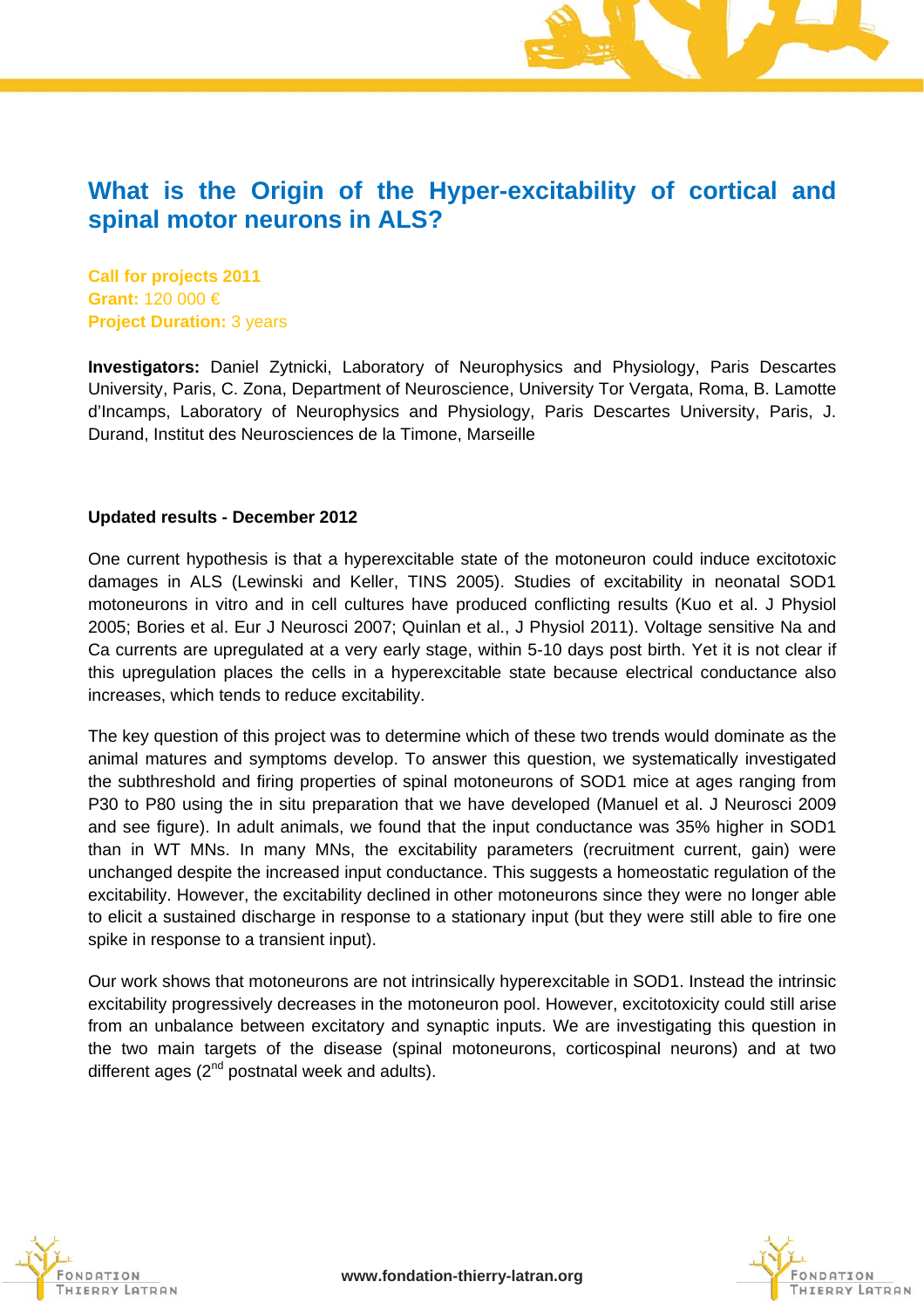# What is the Origin of the Hyper-excitability of cortical and spinal motor neurons in ALS?

**Call for projects 2011**
**Grant:** 120 000 €
**Project Duration:** 3 years

**Investigators:** Daniel Zytnicki, Laboratory of Neurophysics and Physiology, Paris Descartes University, Paris, C. Zona, Department of Neuroscience, University Tor Vergata, Roma, B. Lamotte d'Incamps, Laboratory of Neurophysics and Physiology, Paris Descartes University, Paris, J. Durand, Institut des Neurosciences de la Timone, Marseille

**Updated results - December 2012**

One current hypothesis is that a hyperexcitable state of the motoneuron could induce excitotoxic damages in ALS (Lewinski and Keller, TINS 2005). Studies of excitability in neonatal SOD1 motoneurons in vitro and in cell cultures have produced conflicting results (Kuo et al. J Physiol 2005; Bories et al. Eur J Neurosci 2007; Quinlan et al., J Physiol 2011). Voltage sensitive Na and Ca currents are upregulated at a very early stage, within 5-10 days post birth. Yet it is not clear if this upregulation places the cells in a hyperexcitable state because electrical conductance also increases, which tends to reduce excitability.

The key question of this project was to determine which of these two trends would dominate as the animal matures and symptoms develop. To answer this question, we systematically investigated the subthreshold and firing properties of spinal motoneurons of SOD1 mice at ages ranging from P30 to P80 using the in situ preparation that we have developed (Manuel et al. J Neurosci 2009 and see figure). In adult animals, we found that the input conductance was 35% higher in SOD1 than in WT MNs. In many MNs, the excitability parameters (recruitment current, gain) were unchanged despite the increased input conductance. This suggests a homeostatic regulation of the excitability. However, the excitability declined in other motoneurons since they were no longer able to elicit a sustained discharge in response to a stationary input (but they were still able to fire one spike in response to a transient input).

Our work shows that motoneurons are not intrinsically hyperexcitable in SOD1. Instead the intrinsic excitability progressively decreases in the motoneuron pool. However, excitotoxicity could still arise from an unbalance between excitatory and synaptic inputs. We are investigating this question in the two main targets of the disease (spinal motoneurons, corticospinal neurons) and at two different ages (2nd postnatal week and adults).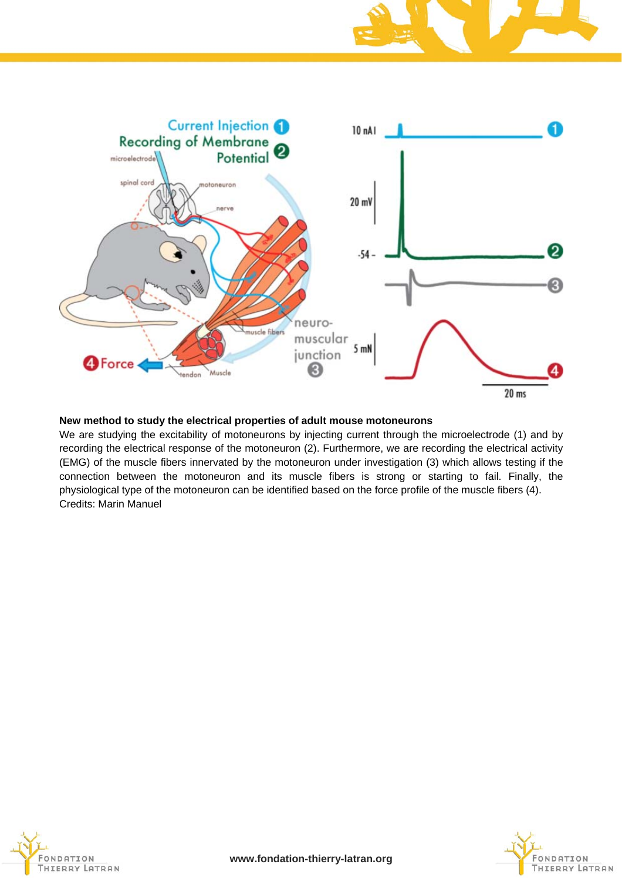**New method to study the electrical properties of adult mouse motoneurons**

We are studying the excitability of motoneurons by injecting current through the microelectrode (1) and by recording the electrical response of the motoneuron (2). Furthermore, we are recording the electrical activity (EMG) of the muscle fibers innervated by the motoneuron under investigation (3) which allows testing if the connection between the motoneuron and its muscle fibers is strong or starting to fail. Finally, the physiological type of the motoneuron can be identified based on the force profile of the muscle fibers (4).

Credits: Marin Manuel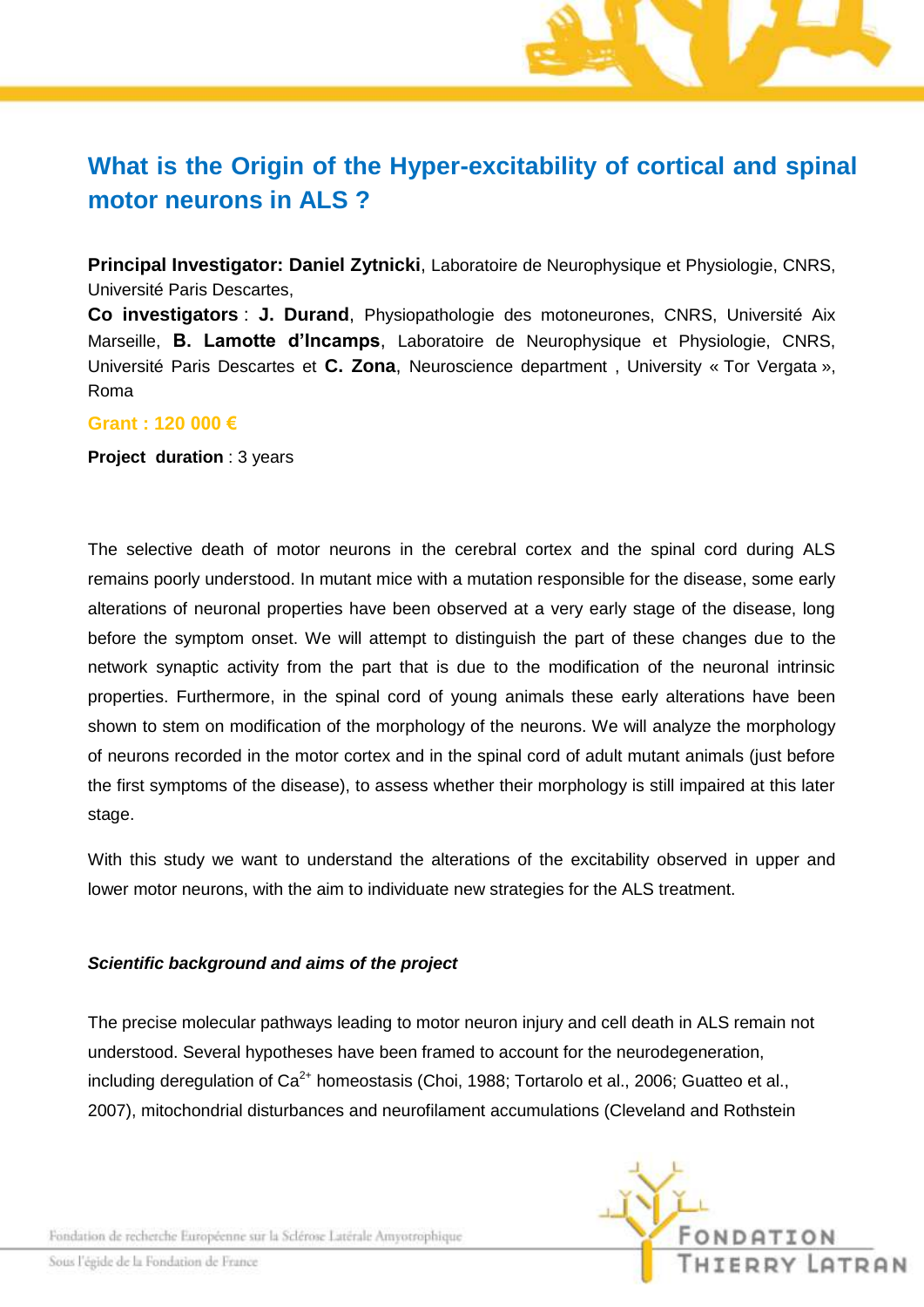# What is the Origin of the Hyper-excitability of cortical and spinal motor neurons in ALS ?

**Principal Investigator: Daniel Zytnicki**, Laboratoire de Neurophysique et Physiologie, CNRS, Université Paris Descartes,

**Co investigators** : **J. Durand**, Physiopathologie des motoneurones, CNRS, Université Aix Marseille, **B. Lamotte d'Incamps**, Laboratoire de Neurophysique et Physiologie, CNRS, Université Paris Descartes et **C. Zona**, Neuroscience department , University « Tor Vergata », Roma

**Grant : 120 000 €**

**Project duration** : 3 years

The selective death of motor neurons in the cerebral cortex and the spinal cord during ALS remains poorly understood. In mutant mice with a mutation responsible for the disease, some early alterations of neuronal properties have been observed at a very early stage of the disease, long before the symptom onset. We will attempt to distinguish the part of these changes due to the network synaptic activity from the part that is due to the modification of the neuronal intrinsic properties. Furthermore, in the spinal cord of young animals these early alterations have been shown to stem on modification of the morphology of the neurons. We will analyze the morphology of neurons recorded in the motor cortex and in the spinal cord of adult mutant animals (just before the first symptoms of the disease), to assess whether their morphology is still impaired at this later stage.

With this study we want to understand the alterations of the excitability observed in upper and lower motor neurons, with the aim to individuate new strategies for the ALS treatment.

***Scientific background and aims of the project***

The precise molecular pathways leading to motor neuron injury and cell death in ALS remain not understood. Several hypotheses have been framed to account for the neurodegeneration, including deregulation of $Ca^{2+}$ homeostasis (Choi, 1988; Tortarolo et al., 2006; Guatteo et al., 2007), mitochondrial disturbances and neurofilament accumulations (Cleveland and Rothstein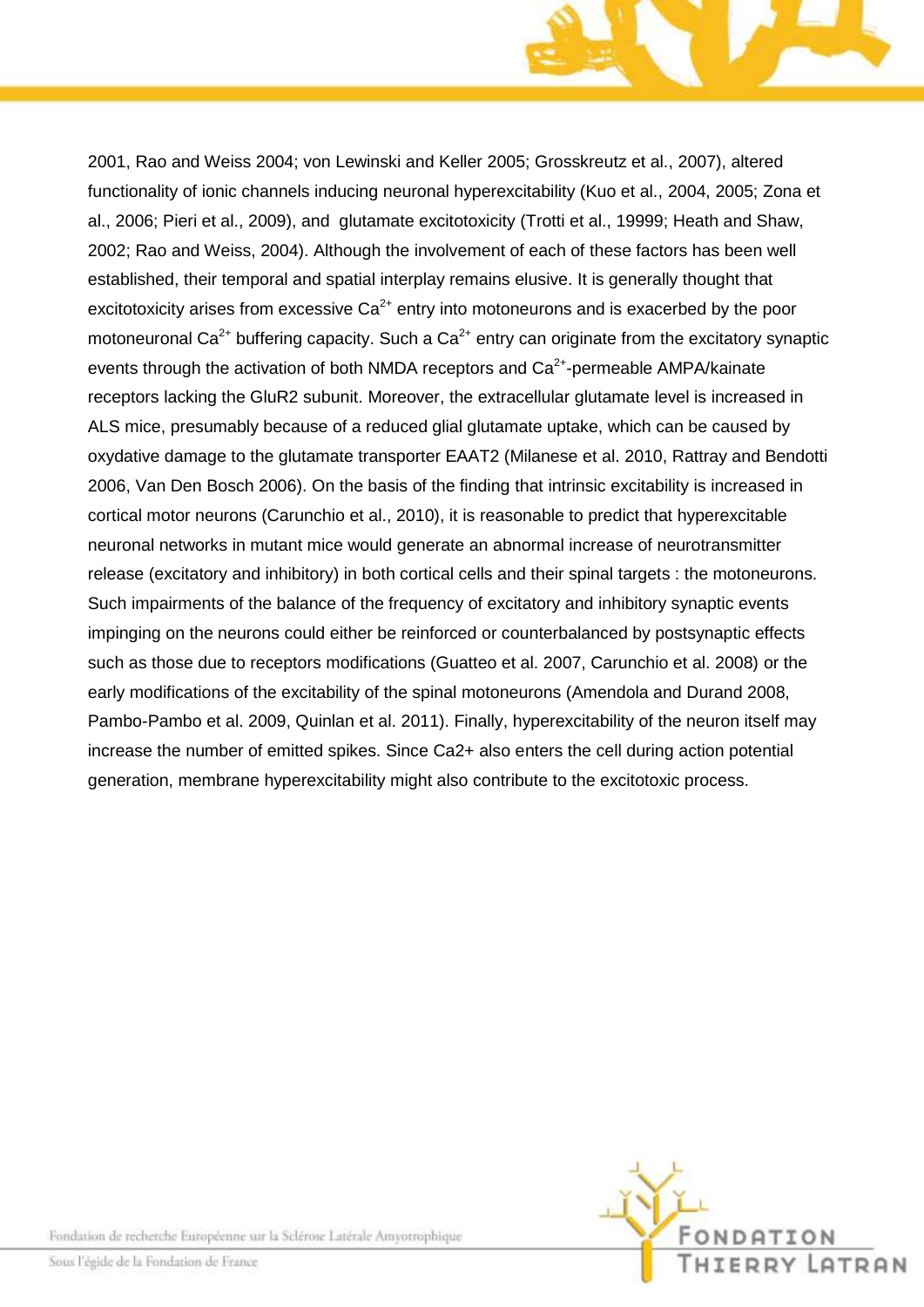2001, Rao and Weiss 2004; von Lewinski and Keller 2005; Grosskreutz et al., 2007), altered functionality of ionic channels inducing neuronal hyperexcitability (Kuo et al., 2004, 2005; Zona et al., 2006; Pieri et al., 2009), and glutamate excitotoxicity (Trotti et al., 19999; Heath and Shaw, 2002; Rao and Weiss, 2004). Although the involvement of each of these factors has been well established, their temporal and spatial interplay remains elusive. It is generally thought that excitotoxicity arises from excessive $Ca^{2+}$ entry into motoneurons and is exacerbed by the poor motoneuronal $Ca^{2+}$ buffering capacity. Such a $Ca^{2+}$ entry can originate from the excitatory synaptic events through the activation of both NMDA receptors and $Ca^{2+}$-permeable AMPA/kainate receptors lacking the GluR2 subunit. Moreover, the extracellular glutamate level is increased in ALS mice, presumably because of a reduced glial glutamate uptake, which can be caused by oxydative damage to the glutamate transporter EAAT2 (Milanese et al. 2010, Rattray and Bendotti 2006, Van Den Bosch 2006). On the basis of the finding that intrinsic excitability is increased in cortical motor neurons (Carunchio et al., 2010), it is reasonable to predict that hyperexcitable neuronal networks in mutant mice would generate an abnormal increase of neurotransmitter release (excitatory and inhibitory) in both cortical cells and their spinal targets : the motoneurons. Such impairments of the balance of the frequency of excitatory and inhibitory synaptic events impinging on the neurons could either be reinforced or counterbalanced by postsynaptic effects such as those due to receptors modifications (Guatteo et al. 2007, Carunchio et al. 2008) or the early modifications of the excitability of the spinal motoneurons (Amendola and Durand 2008, Pambo-Pambo et al. 2009, Quinlan et al. 2011). Finally, hyperexcitability of the neuron itself may increase the number of emitted spikes. Since Ca2+ also enters the cell during action potential generation, membrane hyperexcitability might also contribute to the excitotoxic process.